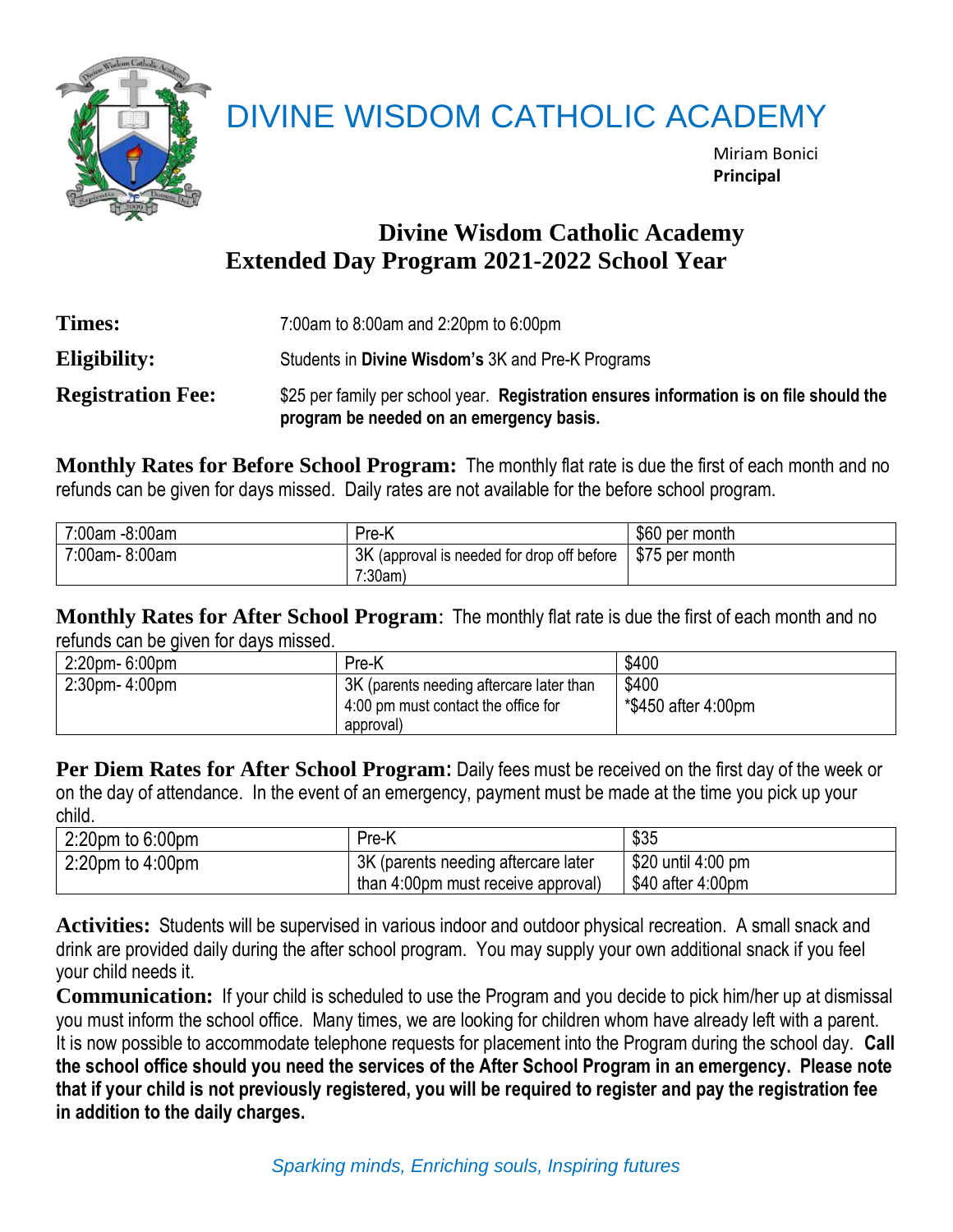# DIVINE WISDOM CATHOLIC ACADEMY

Miriam Bonici
**Principal**

## Divine Wisdom Catholic Academy
## Extended Day Program 2021-2022 School Year

**Times:** 7:00am to 8:00am and 2:20pm to 6:00pm

**Eligibility:** Students in **Divine Wisdom's** 3K and Pre-K Programs

**Registration Fee:** $25 per family per school year. **Registration ensures information is on file should the program be needed on an emergency basis.**

**Monthly Rates for Before School Program:** The monthly flat rate is due the first of each month and no refunds can be given for days missed. Daily rates are not available for the before school program.

| | | |
|---|---|---|
| 7:00am -8:00am | Pre-K | $60 per month |
| 7:00am- 8:00am | 3K (approval is needed for drop off before 7:30am) | $75 per month |

**Monthly Rates for After School Program**: The monthly flat rate is due the first of each month and no refunds can be given for days missed.

| | | |
|---|---|---|
| 2:20pm- 6:00pm | Pre-K | $400 |
| 2:30pm- 4:00pm | 3K (parents needing aftercare later than 4:00 pm must contact the office for approval) | $400<br>*$450 after 4:00pm |

**Per Diem Rates for After School Program**: Daily fees must be received on the first day of the week or on the day of attendance. In the event of an emergency, payment must be made at the time you pick up your child.

| | | |
|---|---|---|
| 2:20pm to 6:00pm | Pre-K | $35 |
| 2:20pm to 4:00pm | 3K (parents needing aftercare later than 4:00pm must receive approval) | $20 until 4:00 pm<br>$40 after 4:00pm |

**Activities:** Students will be supervised in various indoor and outdoor physical recreation. A small snack and drink are provided daily during the after school program. You may supply your own additional snack if you feel your child needs it.

**Communication:** If your child is scheduled to use the Program and you decide to pick him/her up at dismissal you must inform the school office. Many times, we are looking for children whom have already left with a parent. It is now possible to accommodate telephone requests for placement into the Program during the school day. **Call the school office should you need the services of the After School Program in an emergency. Please note that if your child is not previously registered, you will be required to register and pay the registration fee in addition to the daily charges.**

*Sparking minds, Enriching souls, Inspiring futures*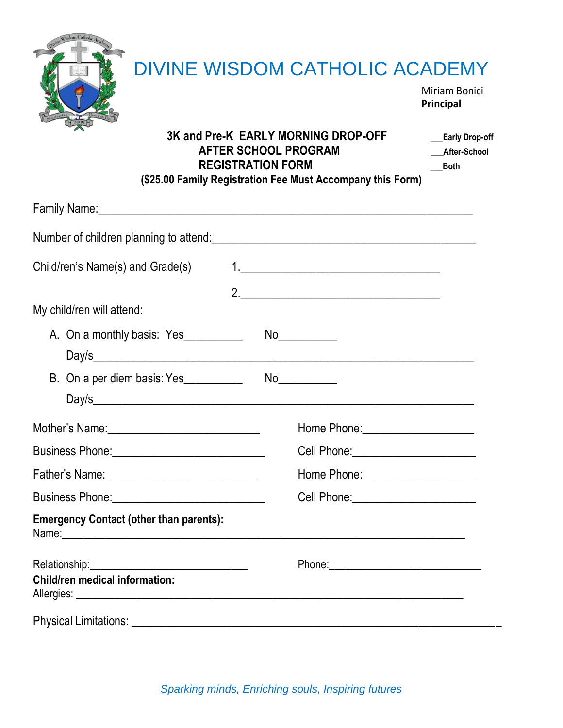# DIVINE WISDOM CATHOLIC ACADEMY

Miriam Bonici
**Principal**

**3K and Pre-K EARLY MORNING DROP-OFF**
**AFTER SCHOOL PROGRAM**
**REGISTRATION FORM**
**($25.00 Family Registration Fee Must Accompany this Form)**

___**Early Drop-off**
___**After-School**
___**Both**

Family Name:_______________________________________________________________

Number of children planning to attend:_____________________________________________

Child/ren's Name(s) and Grade(s) 1.__________________________________

2.__________________________________

My child/ren will attend:

A. On a monthly basis: Yes__________ No__________

Day/s_______________________________________________________________

B. On a per diem basis: Yes__________ No__________

Day/s_______________________________________________________________

Mother's Name:_________________________ Home Phone:__________________

Business Phone:_________________________ Cell Phone:____________________

Father's Name:_________________________ Home Phone:__________________

Business Phone:_________________________ Cell Phone:____________________

**Emergency Contact (other than parents):**
Name:_________________________________________________________________

Relationship:___________________________ Phone:__________________________

**Child/ren medical information:**
Allergies: _____________________________________________________________

Physical Limitations: _____________________________________________________

*Sparking minds, Enriching souls, Inspiring futures*